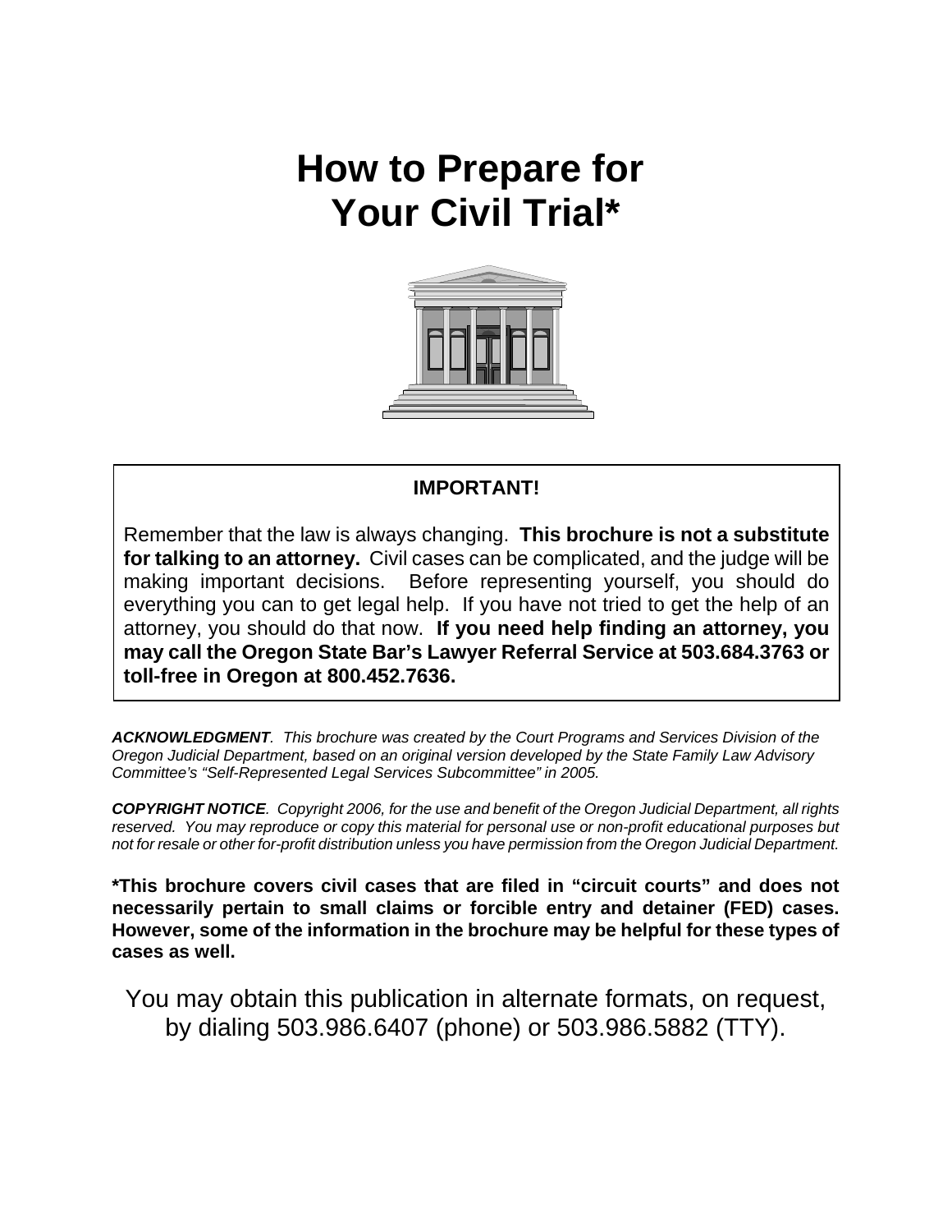# How to Prepare for Your Civil Trial*

**IMPORTANT!**

Remember that the law is always changing. **This brochure is not a substitute for talking to an attorney.** Civil cases can be complicated, and the judge will be making important decisions. Before representing yourself, you should do everything you can to get legal help. If you have not tried to get the help of an attorney, you should do that now. **If you need help finding an attorney, you may call the Oregon State Bar's Lawyer Referral Service at 503.684.3763 or toll-free in Oregon at 800.452.7636.**

***ACKNOWLEDGMENT**. This brochure was created by the Court Programs and Services Division of the Oregon Judicial Department, based on an original version developed by the State Family Law Advisory Committee's "Self-Represented Legal Services Subcommittee" in 2005.*

***COPYRIGHT NOTICE**. Copyright 2006, for the use and benefit of the Oregon Judicial Department, all rights reserved. You may reproduce or copy this material for personal use or non-profit educational purposes but not for resale or other for-profit distribution unless you have permission from the Oregon Judicial Department.*

**\*This brochure covers civil cases that are filed in "circuit courts" and does not necessarily pertain to small claims or forcible entry and detainer (FED) cases. However, some of the information in the brochure may be helpful for these types of cases as well.**

You may obtain this publication in alternate formats, on request, by dialing 503.986.6407 (phone) or 503.986.5882 (TTY).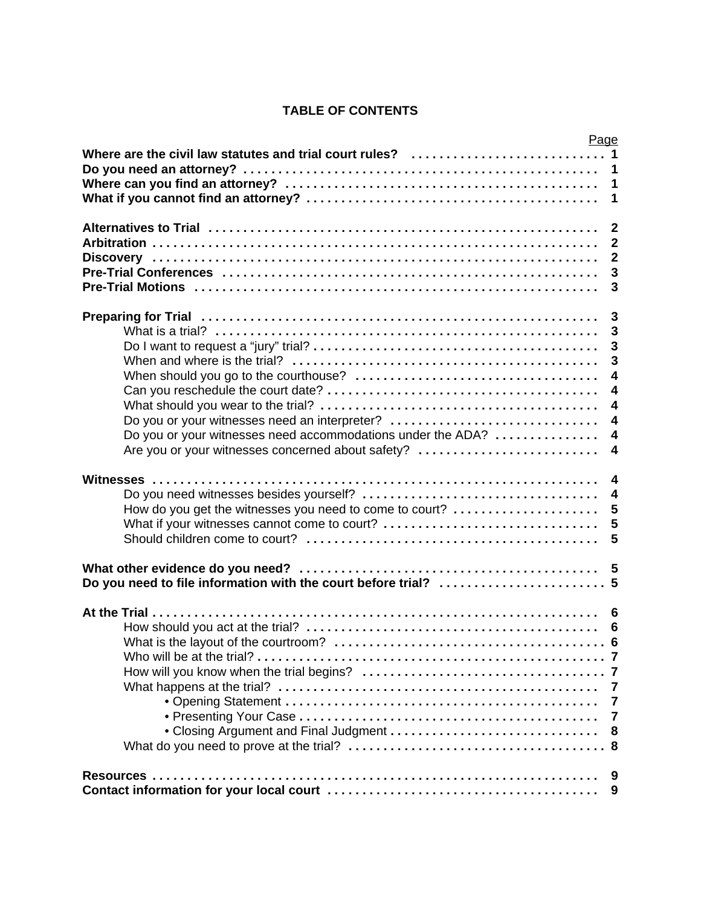# TABLE OF CONTENTS

| | Page |
|---|---|
| **Where are the civil law statutes and trial court rules?** | **1** |
| **Do you need an attorney?** | **1** |
| **Where can you find an attorney?** | **1** |
| **What if you cannot find an attorney?** | **1** |
| | |
| **Alternatives to Trial** | **2** |
| **Arbitration** | **2** |
| **Discovery** | **2** |
| **Pre-Trial Conferences** | **3** |
| **Pre-Trial Motions** | **3** |
| | |
| **Preparing for Trial** | **3** |
| What is a trial? | **3** |
| Do I want to request a "jury" trial? | **3** |
| When and where is the trial? | **3** |
| When should you go to the courthouse? | **4** |
| Can you reschedule the court date? | **4** |
| What should you wear to the trial? | **4** |
| Do you or your witnesses need an interpreter? | **4** |
| Do you or your witnesses need accommodations under the ADA? | **4** |
| Are you or your witnesses concerned about safety? | **4** |
| | |
| **Witnesses** | **4** |
| Do you need witnesses besides yourself? | **4** |
| How do you get the witnesses you need to come to court? | **5** |
| What if your witnesses cannot come to court? | **5** |
| Should children come to court? | **5** |
| | |
| **What other evidence do you need?** | **5** |
| **Do you need to file information with the court before trial?** | **5** |
| | |
| **At the Trial** | **6** |
| How should you act at the trial? | **6** |
| What is the layout of the courtroom? | **6** |
| Who will be at the trial? | **7** |
| How will you know when the trial begins? | **7** |
| What happens at the trial? | **7** |
| • Opening Statement | **7** |
| • Presenting Your Case | **7** |
| • Closing Argument and Final Judgment | **8** |
| What do you need to prove at the trial? | **8** |
| | |
| **Resources** | **9** |
| **Contact information for your local court** | **9** |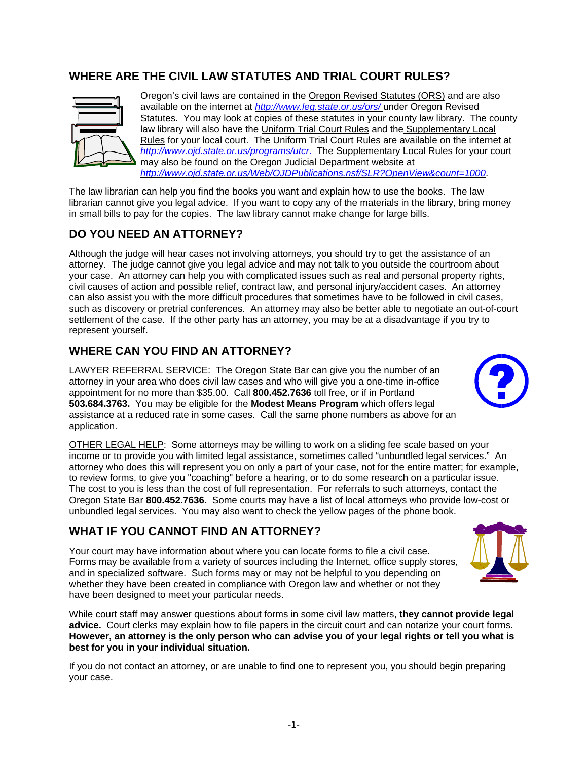## WHERE ARE THE CIVIL LAW STATUTES AND TRIAL COURT RULES?

Oregon's civil laws are contained in the Oregon Revised Statutes (ORS) and are also available on the internet at *http://www.leg.state.or.us/ors/* under Oregon Revised Statutes. You may look at copies of these statutes in your county law library. The county law library will also have the Uniform Trial Court Rules and the Supplementary Local Rules for your local court. The Uniform Trial Court Rules are available on the internet at *http://www.ojd.state.or.us/programs/utcr*. The Supplementary Local Rules for your court may also be found on the Oregon Judicial Department website at *http://www.ojd.state.or.us/Web/OJDPublications.nsf/SLR?OpenView&count=1000*.

The law librarian can help you find the books you want and explain how to use the books. The law librarian cannot give you legal advice. If you want to copy any of the materials in the library, bring money in small bills to pay for the copies. The law library cannot make change for large bills.

## DO YOU NEED AN ATTORNEY?

Although the judge will hear cases not involving attorneys, you should try to get the assistance of an attorney. The judge cannot give you legal advice and may not talk to you outside the courtroom about your case. An attorney can help you with complicated issues such as real and personal property rights, civil causes of action and possible relief, contract law, and personal injury/accident cases. An attorney can also assist you with the more difficult procedures that sometimes have to be followed in civil cases, such as discovery or pretrial conferences. An attorney may also be better able to negotiate an out-of-court settlement of the case. If the other party has an attorney, you may be at a disadvantage if you try to represent yourself.

## WHERE CAN YOU FIND AN ATTORNEY?

LAWYER REFERRAL SERVICE: The Oregon State Bar can give you the number of an attorney in your area who does civil law cases and who will give you a one-time in-office appointment for no more than $35.00. Call **800.452.7636** toll free, or if in Portland **503.684.3763.** You may be eligible for the **Modest Means Program** which offers legal assistance at a reduced rate in some cases. Call the same phone numbers as above for an application.

OTHER LEGAL HELP: Some attorneys may be willing to work on a sliding fee scale based on your income or to provide you with limited legal assistance, sometimes called "unbundled legal services." An attorney who does this will represent you on only a part of your case, not for the entire matter; for example, to review forms, to give you "coaching" before a hearing, or to do some research on a particular issue. The cost to you is less than the cost of full representation. For referrals to such attorneys, contact the Oregon State Bar **800.452.7636**. Some courts may have a list of local attorneys who provide low-cost or unbundled legal services. You may also want to check the yellow pages of the phone book.

## WHAT IF YOU CANNOT FIND AN ATTORNEY?

Your court may have information about where you can locate forms to file a civil case. Forms may be available from a variety of sources including the Internet, office supply stores, and in specialized software. Such forms may or may not be helpful to you depending on whether they have been created in compliance with Oregon law and whether or not they have been designed to meet your particular needs.

While court staff may answer questions about forms in some civil law matters, **they cannot provide legal advice.** Court clerks may explain how to file papers in the circuit court and can notarize your court forms. **However, an attorney is the only person who can advise you of your legal rights or tell you what is best for you in your individual situation.**

If you do not contact an attorney, or are unable to find one to represent you, you should begin preparing your case.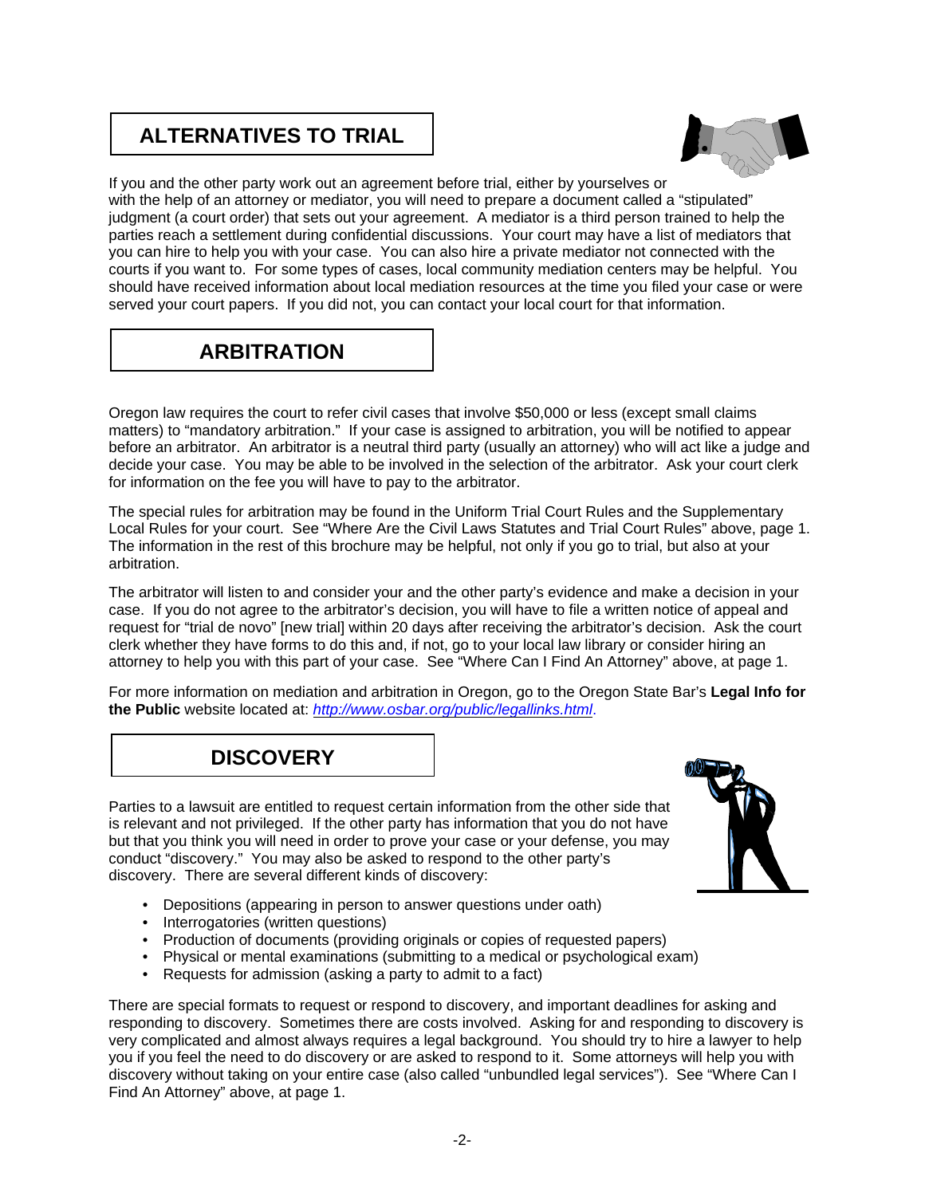## ALTERNATIVES TO TRIAL

If you and the other party work out an agreement before trial, either by yourselves or with the help of an attorney or mediator, you will need to prepare a document called a "stipulated" judgment (a court order) that sets out your agreement. A mediator is a third person trained to help the parties reach a settlement during confidential discussions. Your court may have a list of mediators that you can hire to help you with your case. You can also hire a private mediator not connected with the courts if you want to. For some types of cases, local community mediation centers may be helpful. You should have received information about local mediation resources at the time you filed your case or were served your court papers. If you did not, you can contact your local court for that information.

## ARBITRATION

Oregon law requires the court to refer civil cases that involve $50,000 or less (except small claims matters) to "mandatory arbitration." If your case is assigned to arbitration, you will be notified to appear before an arbitrator. An arbitrator is a neutral third party (usually an attorney) who will act like a judge and decide your case. You may be able to be involved in the selection of the arbitrator. Ask your court clerk for information on the fee you will have to pay to the arbitrator.

The special rules for arbitration may be found in the Uniform Trial Court Rules and the Supplementary Local Rules for your court. See "Where Are the Civil Laws Statutes and Trial Court Rules" above, page 1. The information in the rest of this brochure may be helpful, not only if you go to trial, but also at your arbitration.

The arbitrator will listen to and consider your and the other party's evidence and make a decision in your case. If you do not agree to the arbitrator's decision, you will have to file a written notice of appeal and request for "trial de novo" [new trial] within 20 days after receiving the arbitrator's decision. Ask the court clerk whether they have forms to do this and, if not, go to your local law library or consider hiring an attorney to help you with this part of your case. See "Where Can I Find An Attorney" above, at page 1.

For more information on mediation and arbitration in Oregon, go to the Oregon State Bar's **Legal Info for the Public** website located at: *http://www.osbar.org/public/legallinks.html*.

## DISCOVERY

Parties to a lawsuit are entitled to request certain information from the other side that is relevant and not privileged. If the other party has information that you do not have but that you think you will need in order to prove your case or your defense, you may conduct "discovery." You may also be asked to respond to the other party's discovery. There are several different kinds of discovery:

- Depositions (appearing in person to answer questions under oath)
- Interrogatories (written questions)
- Production of documents (providing originals or copies of requested papers)
- Physical or mental examinations (submitting to a medical or psychological exam)
- Requests for admission (asking a party to admit to a fact)

There are special formats to request or respond to discovery, and important deadlines for asking and responding to discovery. Sometimes there are costs involved. Asking for and responding to discovery is very complicated and almost always requires a legal background. You should try to hire a lawyer to help you if you feel the need to do discovery or are asked to respond to it. Some attorneys will help you with discovery without taking on your entire case (also called "unbundled legal services"). See "Where Can I Find An Attorney" above, at page 1.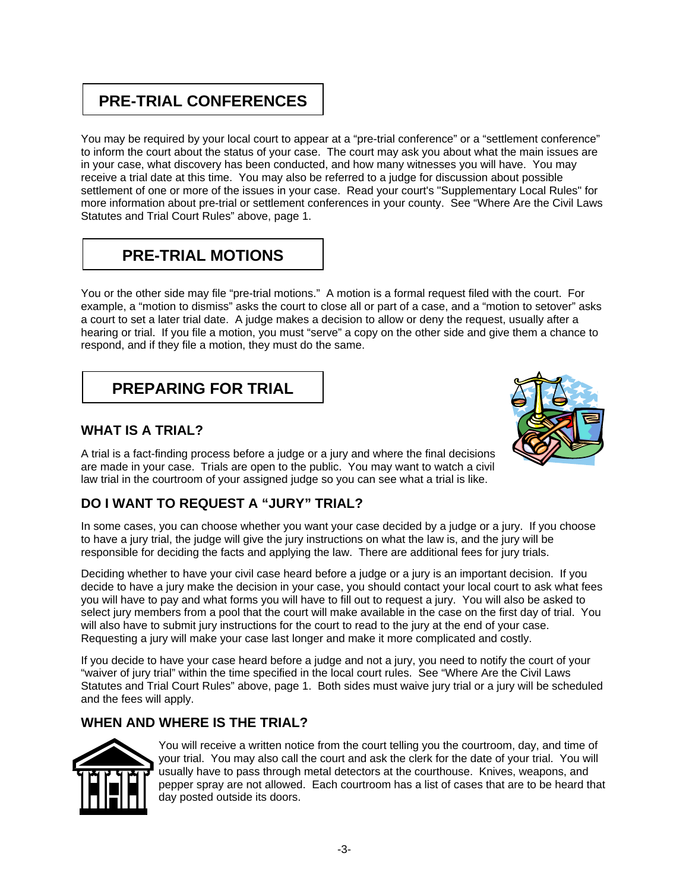## PRE-TRIAL CONFERENCES

You may be required by your local court to appear at a "pre-trial conference" or a "settlement conference" to inform the court about the status of your case. The court may ask you about what the main issues are in your case, what discovery has been conducted, and how many witnesses you will have. You may receive a trial date at this time. You may also be referred to a judge for discussion about possible settlement of one or more of the issues in your case. Read your court's "Supplementary Local Rules" for more information about pre-trial or settlement conferences in your county. See "Where Are the Civil Laws Statutes and Trial Court Rules" above, page 1.

## PRE-TRIAL MOTIONS

You or the other side may file "pre-trial motions." A motion is a formal request filed with the court. For example, a "motion to dismiss" asks the court to close all or part of a case, and a "motion to setover" asks a court to set a later trial date. A judge makes a decision to allow or deny the request, usually after a hearing or trial. If you file a motion, you must "serve" a copy on the other side and give them a chance to respond, and if they file a motion, they must do the same.

## PREPARING FOR TRIAL

### WHAT IS A TRIAL?

A trial is a fact-finding process before a judge or a jury and where the final decisions are made in your case. Trials are open to the public. You may want to watch a civil law trial in the courtroom of your assigned judge so you can see what a trial is like.

### DO I WANT TO REQUEST A "JURY" TRIAL?

In some cases, you can choose whether you want your case decided by a judge or a jury. If you choose to have a jury trial, the judge will give the jury instructions on what the law is, and the jury will be responsible for deciding the facts and applying the law. There are additional fees for jury trials.

Deciding whether to have your civil case heard before a judge or a jury is an important decision. If you decide to have a jury make the decision in your case, you should contact your local court to ask what fees you will have to pay and what forms you will have to fill out to request a jury. You will also be asked to select jury members from a pool that the court will make available in the case on the first day of trial. You will also have to submit jury instructions for the court to read to the jury at the end of your case. Requesting a jury will make your case last longer and make it more complicated and costly.

If you decide to have your case heard before a judge and not a jury, you need to notify the court of your "waiver of jury trial" within the time specified in the local court rules. See "Where Are the Civil Laws Statutes and Trial Court Rules" above, page 1. Both sides must waive jury trial or a jury will be scheduled and the fees will apply.

### WHEN AND WHERE IS THE TRIAL?

You will receive a written notice from the court telling you the courtroom, day, and time of your trial. You may also call the court and ask the clerk for the date of your trial. You will usually have to pass through metal detectors at the courthouse. Knives, weapons, and pepper spray are not allowed. Each courtroom has a list of cases that are to be heard that day posted outside its doors.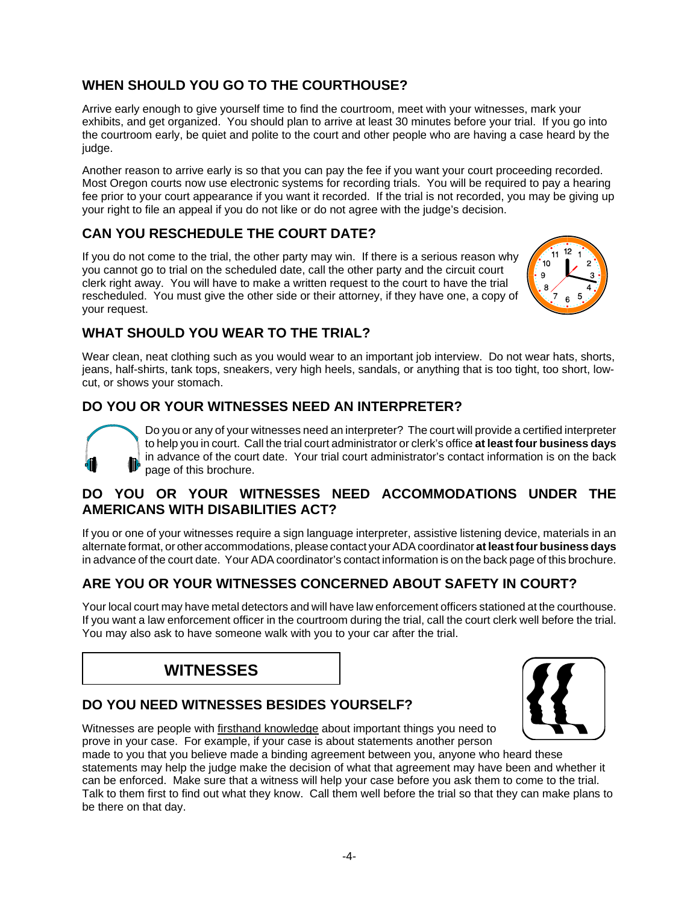## WHEN SHOULD YOU GO TO THE COURTHOUSE?

Arrive early enough to give yourself time to find the courtroom, meet with your witnesses, mark your exhibits, and get organized. You should plan to arrive at least 30 minutes before your trial. If you go into the courtroom early, be quiet and polite to the court and other people who are having a case heard by the judge.

Another reason to arrive early is so that you can pay the fee if you want your court proceeding recorded. Most Oregon courts now use electronic systems for recording trials. You will be required to pay a hearing fee prior to your court appearance if you want it recorded. If the trial is not recorded, you may be giving up your right to file an appeal if you do not like or do not agree with the judge's decision.

## CAN YOU RESCHEDULE THE COURT DATE?

If you do not come to the trial, the other party may win. If there is a serious reason why you cannot go to trial on the scheduled date, call the other party and the circuit court clerk right away. You will have to make a written request to the court to have the trial rescheduled. You must give the other side or their attorney, if they have one, a copy of your request.

## WHAT SHOULD YOU WEAR TO THE TRIAL?

Wear clean, neat clothing such as you would wear to an important job interview. Do not wear hats, shorts, jeans, half-shirts, tank tops, sneakers, very high heels, sandals, or anything that is too tight, too short, low-cut, or shows your stomach.

## DO YOU OR YOUR WITNESSES NEED AN INTERPRETER?

Do you or any of your witnesses need an interpreter? The court will provide a certified interpreter to help you in court. Call the trial court administrator or clerk's office **at least four business days** in advance of the court date. Your trial court administrator's contact information is on the back page of this brochure.

## DO YOU OR YOUR WITNESSES NEED ACCOMMODATIONS UNDER THE AMERICANS WITH DISABILITIES ACT?

If you or one of your witnesses require a sign language interpreter, assistive listening device, materials in an alternate format, or other accommodations, please contact your ADA coordinator **at least four business days** in advance of the court date. Your ADA coordinator's contact information is on the back page of this brochure.

## ARE YOU OR YOUR WITNESSES CONCERNED ABOUT SAFETY IN COURT?

Your local court may have metal detectors and will have law enforcement officers stationed at the courthouse. If you want a law enforcement officer in the courtroom during the trial, call the court clerk well before the trial. You may also ask to have someone walk with you to your car after the trial.

# WITNESSES

## DO YOU NEED WITNESSES BESIDES YOURSELF?

Witnesses are people with firsthand knowledge about important things you need to prove in your case. For example, if your case is about statements another person made to you that you believe made a binding agreement between you, anyone who heard these statements may help the judge make the decision of what that agreement may have been and whether it can be enforced. Make sure that a witness will help your case before you ask them to come to the trial. Talk to them first to find out what they know. Call them well before the trial so that they can make plans to be there on that day.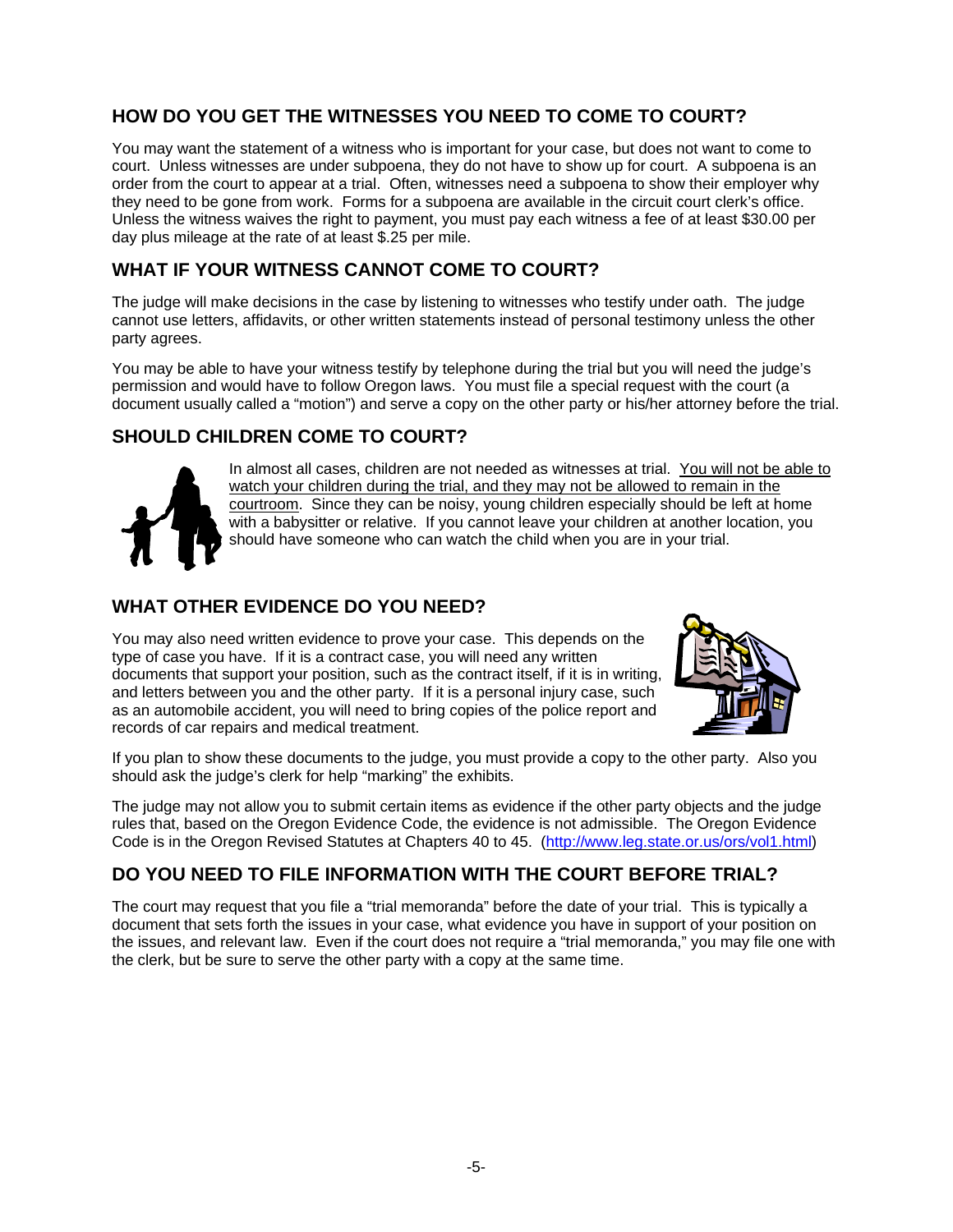## HOW DO YOU GET THE WITNESSES YOU NEED TO COME TO COURT?

You may want the statement of a witness who is important for your case, but does not want to come to court. Unless witnesses are under subpoena, they do not have to show up for court. A subpoena is an order from the court to appear at a trial. Often, witnesses need a subpoena to show their employer why they need to be gone from work. Forms for a subpoena are available in the circuit court clerk's office. Unless the witness waives the right to payment, you must pay each witness a fee of at least $30.00 per day plus mileage at the rate of at least $.25 per mile.

## WHAT IF YOUR WITNESS CANNOT COME TO COURT?

The judge will make decisions in the case by listening to witnesses who testify under oath. The judge cannot use letters, affidavits, or other written statements instead of personal testimony unless the other party agrees.

You may be able to have your witness testify by telephone during the trial but you will need the judge's permission and would have to follow Oregon laws. You must file a special request with the court (a document usually called a "motion") and serve a copy on the other party or his/her attorney before the trial.

## SHOULD CHILDREN COME TO COURT?

In almost all cases, children are not needed as witnesses at trial. <u>You will not be able to watch your children during the trial, and they may not be allowed to remain in the courtroom</u>. Since they can be noisy, young children especially should be left at home with a babysitter or relative. If you cannot leave your children at another location, you should have someone who can watch the child when you are in your trial.

## WHAT OTHER EVIDENCE DO YOU NEED?

You may also need written evidence to prove your case. This depends on the type of case you have. If it is a contract case, you will need any written documents that support your position, such as the contract itself, if it is in writing, and letters between you and the other party. If it is a personal injury case, such as an automobile accident, you will need to bring copies of the police report and records of car repairs and medical treatment.

If you plan to show these documents to the judge, you must provide a copy to the other party. Also you should ask the judge's clerk for help "marking" the exhibits.

The judge may not allow you to submit certain items as evidence if the other party objects and the judge rules that, based on the Oregon Evidence Code, the evidence is not admissible. The Oregon Evidence Code is in the Oregon Revised Statutes at Chapters 40 to 45. (http://www.leg.state.or.us/ors/vol1.html)

## DO YOU NEED TO FILE INFORMATION WITH THE COURT BEFORE TRIAL?

The court may request that you file a "trial memoranda" before the date of your trial. This is typically a document that sets forth the issues in your case, what evidence you have in support of your position on the issues, and relevant law. Even if the court does not require a "trial memoranda," you may file one with the clerk, but be sure to serve the other party with a copy at the same time.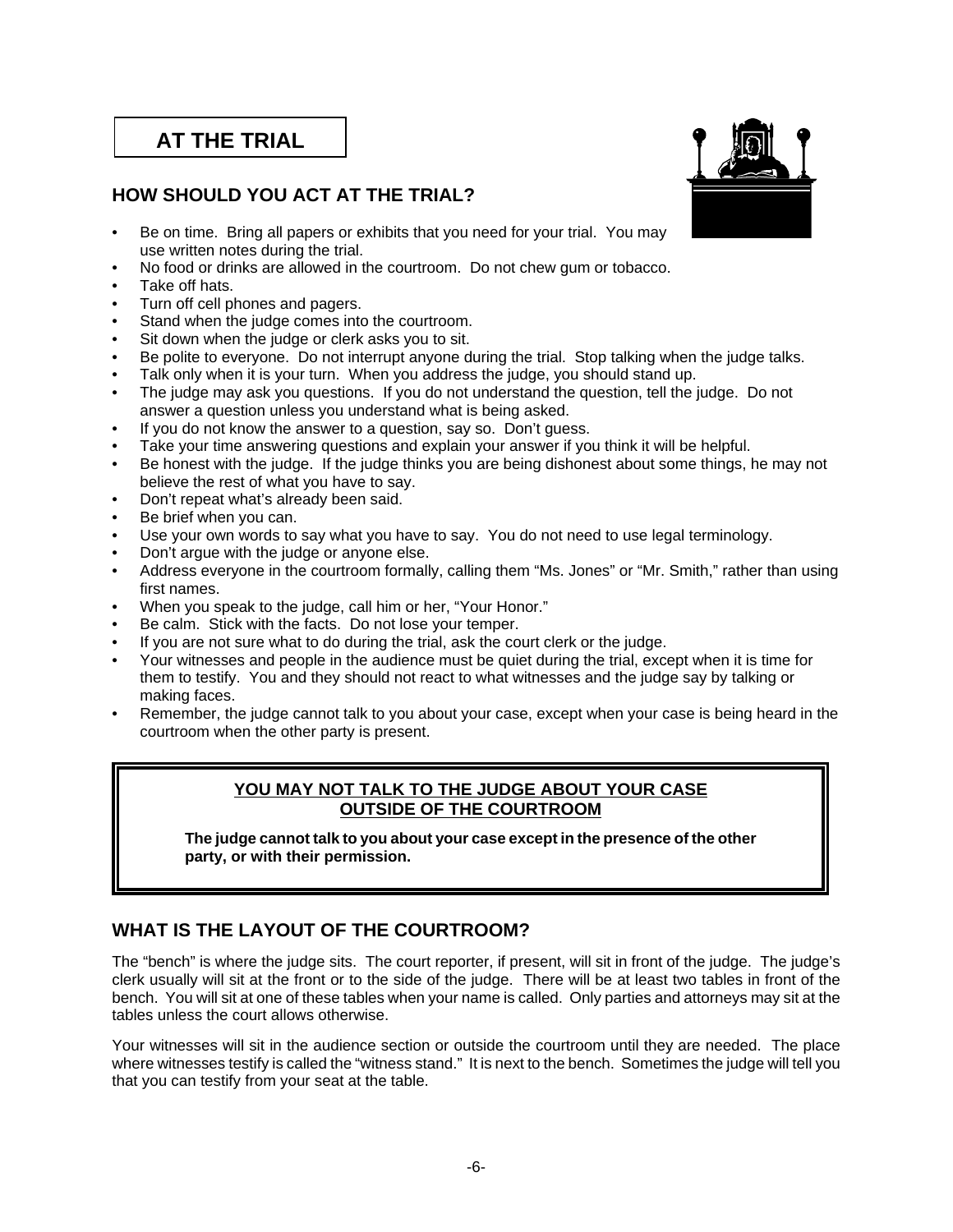# AT THE TRIAL

## HOW SHOULD YOU ACT AT THE TRIAL?

- Be on time. Bring all papers or exhibits that you need for your trial. You may use written notes during the trial.
- No food or drinks are allowed in the courtroom. Do not chew gum or tobacco.
- Take off hats.
- Turn off cell phones and pagers.
- Stand when the judge comes into the courtroom.
- Sit down when the judge or clerk asks you to sit.
- Be polite to everyone. Do not interrupt anyone during the trial. Stop talking when the judge talks.
- Talk only when it is your turn. When you address the judge, you should stand up.
- The judge may ask you questions. If you do not understand the question, tell the judge. Do not answer a question unless you understand what is being asked.
- If you do not know the answer to a question, say so. Don't guess.
- Take your time answering questions and explain your answer if you think it will be helpful.
- Be honest with the judge. If the judge thinks you are being dishonest about some things, he may not believe the rest of what you have to say.
- Don't repeat what's already been said.
- Be brief when you can.
- Use your own words to say what you have to say. You do not need to use legal terminology.
- Don't argue with the judge or anyone else.
- Address everyone in the courtroom formally, calling them "Ms. Jones" or "Mr. Smith," rather than using first names.
- When you speak to the judge, call him or her, "Your Honor."
- Be calm. Stick with the facts. Do not lose your temper.
- If you are not sure what to do during the trial, ask the court clerk or the judge.
- Your witnesses and people in the audience must be quiet during the trial, except when it is time for them to testify. You and they should not react to what witnesses and the judge say by talking or making faces.
- Remember, the judge cannot talk to you about your case, except when your case is being heard in the courtroom when the other party is present.

**YOU MAY NOT TALK TO THE JUDGE ABOUT YOUR CASE OUTSIDE OF THE COURTROOM**

**The judge cannot talk to you about your case except in the presence of the other party, or with their permission.**

## WHAT IS THE LAYOUT OF THE COURTROOM?

The "bench" is where the judge sits. The court reporter, if present, will sit in front of the judge. The judge's clerk usually will sit at the front or to the side of the judge. There will be at least two tables in front of the bench. You will sit at one of these tables when your name is called. Only parties and attorneys may sit at the tables unless the court allows otherwise.

Your witnesses will sit in the audience section or outside the courtroom until they are needed. The place where witnesses testify is called the "witness stand." It is next to the bench. Sometimes the judge will tell you that you can testify from your seat at the table.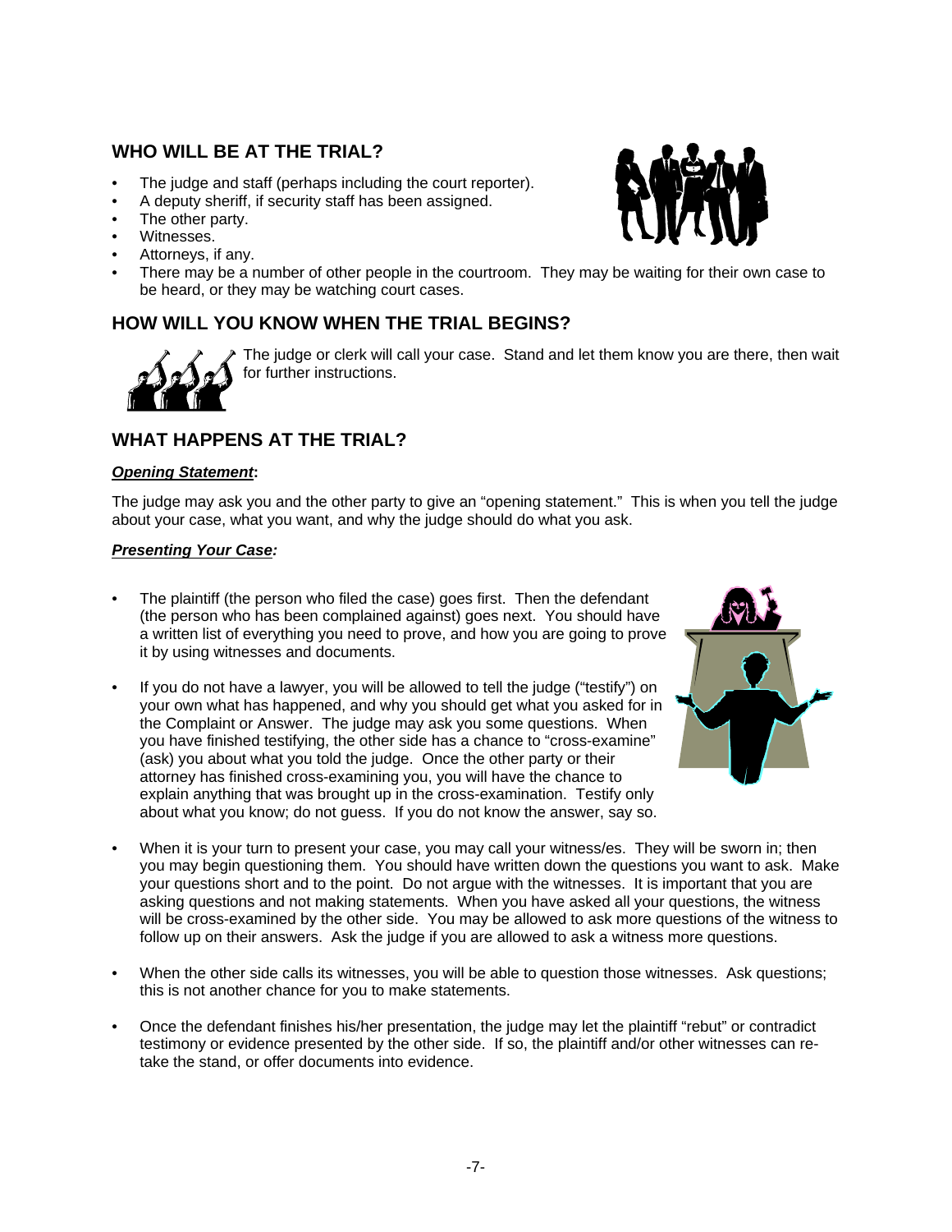## WHO WILL BE AT THE TRIAL?

- The judge and staff (perhaps including the court reporter).
- A deputy sheriff, if security staff has been assigned.
- The other party.
- Witnesses.
- Attorneys, if any.
- There may be a number of other people in the courtroom. They may be waiting for their own case to be heard, or they may be watching court cases.

## HOW WILL YOU KNOW WHEN THE TRIAL BEGINS?

The judge or clerk will call your case. Stand and let them know you are there, then wait for further instructions.

## WHAT HAPPENS AT THE TRIAL?

***Opening Statement*:**

The judge may ask you and the other party to give an "opening statement." This is when you tell the judge about your case, what you want, and why the judge should do what you ask.

***Presenting Your Case:***

- The plaintiff (the person who filed the case) goes first. Then the defendant (the person who has been complained against) goes next. You should have a written list of everything you need to prove, and how you are going to prove it by using witnesses and documents.

- If you do not have a lawyer, you will be allowed to tell the judge ("testify") on your own what has happened, and why you should get what you asked for in the Complaint or Answer. The judge may ask you some questions. When you have finished testifying, the other side has a chance to "cross-examine" (ask) you about what you told the judge. Once the other party or their attorney has finished cross-examining you, you will have the chance to explain anything that was brought up in the cross-examination. Testify only about what you know; do not guess. If you do not know the answer, say so.

- When it is your turn to present your case, you may call your witness/es. They will be sworn in; then you may begin questioning them. You should have written down the questions you want to ask. Make your questions short and to the point. Do not argue with the witnesses. It is important that you are asking questions and not making statements. When you have asked all your questions, the witness will be cross-examined by the other side. You may be allowed to ask more questions of the witness to follow up on their answers. Ask the judge if you are allowed to ask a witness more questions.

- When the other side calls its witnesses, you will be able to question those witnesses. Ask questions; this is not another chance for you to make statements.

- Once the defendant finishes his/her presentation, the judge may let the plaintiff "rebut" or contradict testimony or evidence presented by the other side. If so, the plaintiff and/or other witnesses can re-take the stand, or offer documents into evidence.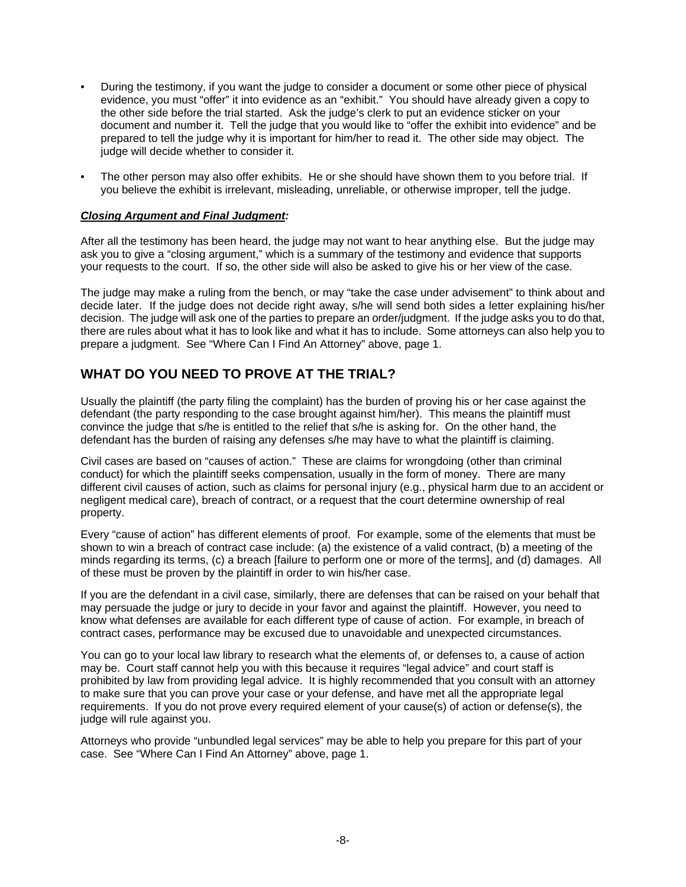- During the testimony, if you want the judge to consider a document or some other piece of physical evidence, you must "offer" it into evidence as an "exhibit." You should have already given a copy to the other side before the trial started. Ask the judge's clerk to put an evidence sticker on your document and number it. Tell the judge that you would like to "offer the exhibit into evidence" and be prepared to tell the judge why it is important for him/her to read it. The other side may object. The judge will decide whether to consider it.

- The other person may also offer exhibits. He or she should have shown them to you before trial. If you believe the exhibit is irrelevant, misleading, unreliable, or otherwise improper, tell the judge.

***Closing Argument and Final Judgment:***

After all the testimony has been heard, the judge may not want to hear anything else. But the judge may ask you to give a "closing argument," which is a summary of the testimony and evidence that supports your requests to the court. If so, the other side will also be asked to give his or her view of the case.

The judge may make a ruling from the bench, or may "take the case under advisement" to think about and decide later. If the judge does not decide right away, s/he will send both sides a letter explaining his/her decision. The judge will ask one of the parties to prepare an order/judgment. If the judge asks you to do that, there are rules about what it has to look like and what it has to include. Some attorneys can also help you to prepare a judgment. See "Where Can I Find An Attorney" above, page 1.

## WHAT DO YOU NEED TO PROVE AT THE TRIAL?

Usually the plaintiff (the party filing the complaint) has the burden of proving his or her case against the defendant (the party responding to the case brought against him/her). This means the plaintiff must convince the judge that s/he is entitled to the relief that s/he is asking for. On the other hand, the defendant has the burden of raising any defenses s/he may have to what the plaintiff is claiming.

Civil cases are based on "causes of action." These are claims for wrongdoing (other than criminal conduct) for which the plaintiff seeks compensation, usually in the form of money. There are many different civil causes of action, such as claims for personal injury (e.g., physical harm due to an accident or negligent medical care), breach of contract, or a request that the court determine ownership of real property.

Every "cause of action" has different elements of proof. For example, some of the elements that must be shown to win a breach of contract case include: (a) the existence of a valid contract, (b) a meeting of the minds regarding its terms, (c) a breach [failure to perform one or more of the terms], and (d) damages. All of these must be proven by the plaintiff in order to win his/her case.

If you are the defendant in a civil case, similarly, there are defenses that can be raised on your behalf that may persuade the judge or jury to decide in your favor and against the plaintiff. However, you need to know what defenses are available for each different type of cause of action. For example, in breach of contract cases, performance may be excused due to unavoidable and unexpected circumstances.

You can go to your local law library to research what the elements of, or defenses to, a cause of action may be. Court staff cannot help you with this because it requires "legal advice" and court staff is prohibited by law from providing legal advice. It is highly recommended that you consult with an attorney to make sure that you can prove your case or your defense, and have met all the appropriate legal requirements. If you do not prove every required element of your cause(s) of action or defense(s), the judge will rule against you.

Attorneys who provide "unbundled legal services" may be able to help you prepare for this part of your case. See "Where Can I Find An Attorney" above, page 1.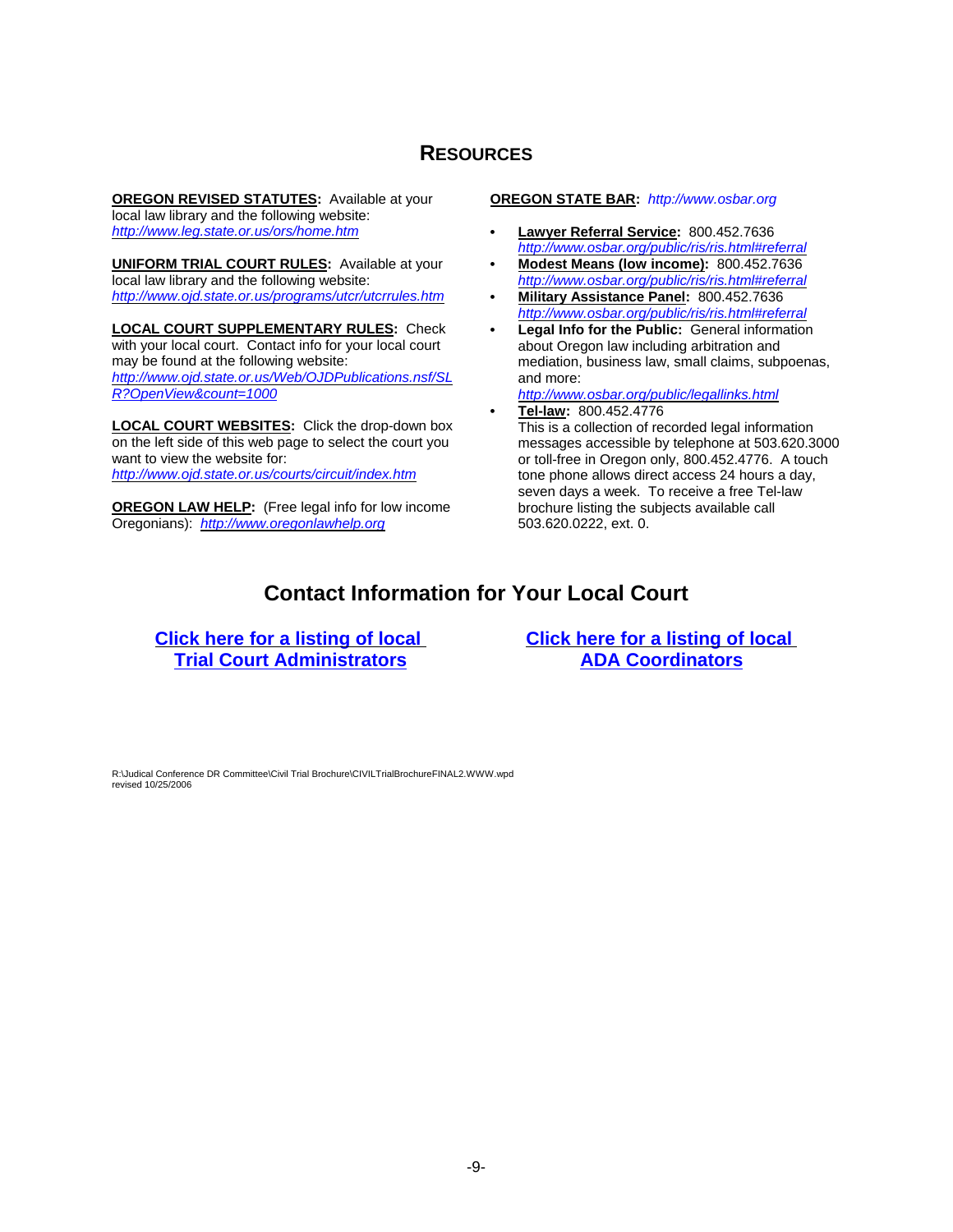## RESOURCES

**OREGON REVISED STATUTES:** Available at your local law library and the following website: *http://www.leg.state.or.us/ors/home.htm*

**UNIFORM TRIAL COURT RULES:** Available at your local law library and the following website: *http://www.ojd.state.or.us/programs/utcr/utcrrules.htm*

**LOCAL COURT SUPPLEMENTARY RULES:** Check with your local court. Contact info for your local court may be found at the following website: *http://www.ojd.state.or.us/Web/OJDPublications.nsf/SLR?OpenView&count=1000*

**LOCAL COURT WEBSITES:** Click the drop-down box on the left side of this web page to select the court you want to view the website for: *http://www.ojd.state.or.us/courts/circuit/index.htm*

**OREGON LAW HELP:** (Free legal info for low income Oregonians): *http://www.oregonlawhelp.org*

**OREGON STATE BAR:** *http://www.osbar.org*

- **Lawyer Referral Service:** 800.452.7636 *http://www.osbar.org/public/ris/ris.html#referral*
- **Modest Means (low income):** 800.452.7636 *http://www.osbar.org/public/ris/ris.html#referral*
- **Military Assistance Panel:** 800.452.7636 *http://www.osbar.org/public/ris/ris.html#referral*
- **Legal Info for the Public:** General information about Oregon law including arbitration and mediation, business law, small claims, subpoenas, and more: *http://www.osbar.org/public/legallinks.html*
- **Tel-law:** 800.452.4776
  This is a collection of recorded legal information messages accessible by telephone at 503.620.3000 or toll-free in Oregon only, 800.452.4776. A touch tone phone allows direct access 24 hours a day, seven days a week. To receive a free Tel-law brochure listing the subjects available call 503.620.0222, ext. 0.

## Contact Information for Your Local Court

**Click here for a listing of local Trial Court Administrators**

**Click here for a listing of local ADA Coordinators**

R:\Judical Conference DR Committee\Civil Trial Brochure\CIVILTrialBrochureFINAL2.WWW.wpd
revised 10/25/2006